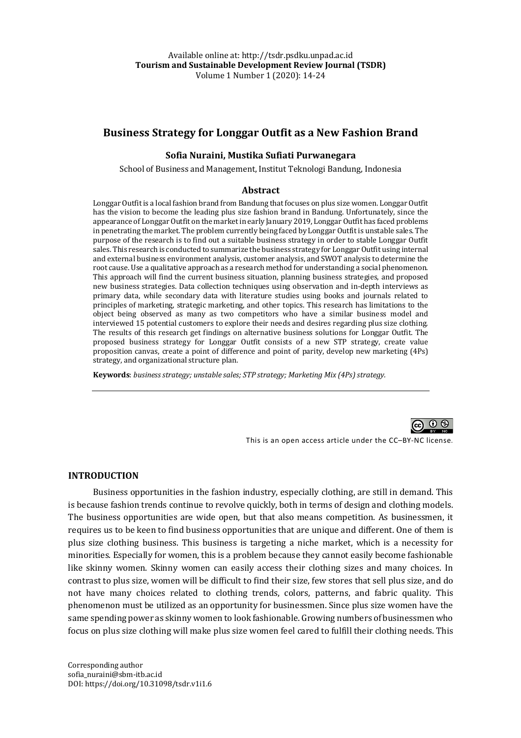Available online at: http://tsdr.psdku.unpad.ac.id
**Tourism and Sustainable Development Review Journal (TSDR)**
Volume 1 Number 1 (2020): 14-24

# Business Strategy for Longgar Outfit as a New Fashion Brand

**Sofia Nuraini, Mustika Sufiati Purwanegara**

School of Business and Management, Institut Teknologi Bandung, Indonesia

## Abstract

Longgar Outfit is a local fashion brand from Bandung that focuses on plus size women. Longgar Outfit has the vision to become the leading plus size fashion brand in Bandung. Unfortunately, since the appearance of Longgar Outfit on the market in early January 2019, Longgar Outfit has faced problems in penetrating the market. The problem currently being faced by Longgar Outfit is unstable sales. The purpose of the research is to find out a suitable business strategy in order to stable Longgar Outfit sales. This research is conducted to summarize the business strategy for Longgar Outfit using internal and external business environment analysis, customer analysis, and SWOT analysis to determine the root cause. Use a qualitative approach as a research method for understanding a social phenomenon. This approach will find the current business situation, planning business strategies, and proposed new business strategies. Data collection techniques using observation and in-depth interviews as primary data, while secondary data with literature studies using books and journals related to principles of marketing, strategic marketing, and other topics. This research has limitations to the object being observed as many as two competitors who have a similar business model and interviewed 15 potential customers to explore their needs and desires regarding plus size clothing. The results of this research get findings on alternative business solutions for Longgar Outfit. The proposed business strategy for Longgar Outfit consists of a new STP strategy, create value proposition canvas, create a point of difference and point of parity, develop new marketing (4Ps) strategy, and organizational structure plan.

**Keywords**: *business strategy; unstable sales; STP strategy; Marketing Mix (4Ps) strategy.*

This is an open access article under the CC–BY-NC license.

## INTRODUCTION

Business opportunities in the fashion industry, especially clothing, are still in demand. This is because fashion trends continue to revolve quickly, both in terms of design and clothing models. The business opportunities are wide open, but that also means competition. As businessmen, it requires us to be keen to find business opportunities that are unique and different. One of them is plus size clothing business. This business is targeting a niche market, which is a necessity for minorities. Especially for women, this is a problem because they cannot easily become fashionable like skinny women. Skinny women can easily access their clothing sizes and many choices. In contrast to plus size, women will be difficult to find their size, few stores that sell plus size, and do not have many choices related to clothing trends, colors, patterns, and fabric quality. This phenomenon must be utilized as an opportunity for businessmen. Since plus size women have the same spending power as skinny women to look fashionable. Growing numbers of businessmen who focus on plus size clothing will make plus size women feel cared to fulfill their clothing needs. This

Corresponding author
sofia_nuraini@sbm-itb.ac.id
DOI: https://doi.org/10.31098/tsdr.v1i1.6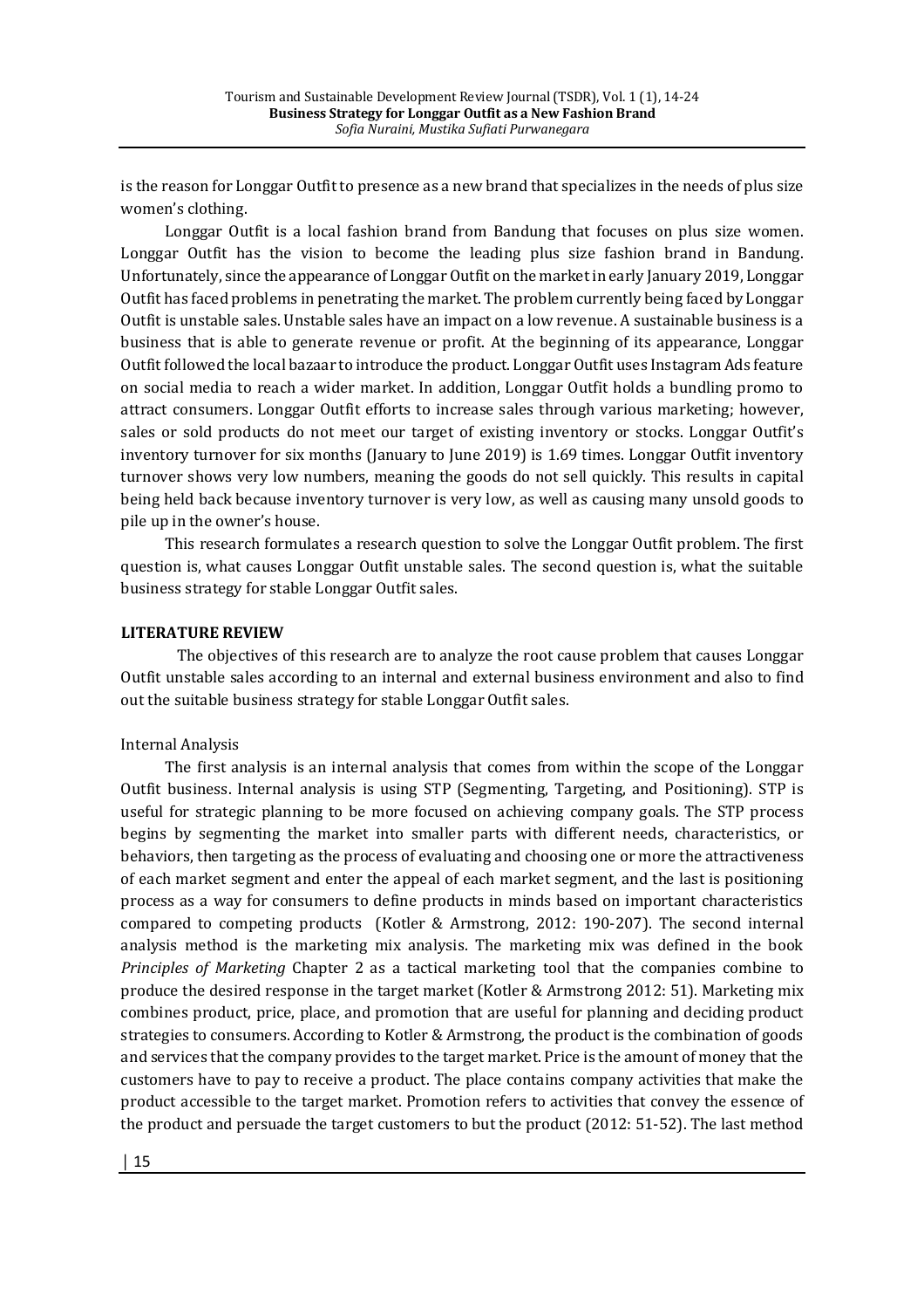is the reason for Longgar Outfit to presence as a new brand that specializes in the needs of plus size women's clothing.

Longgar Outfit is a local fashion brand from Bandung that focuses on plus size women. Longgar Outfit has the vision to become the leading plus size fashion brand in Bandung. Unfortunately, since the appearance of Longgar Outfit on the market in early January 2019, Longgar Outfit has faced problems in penetrating the market. The problem currently being faced by Longgar Outfit is unstable sales. Unstable sales have an impact on a low revenue. A sustainable business is a business that is able to generate revenue or profit. At the beginning of its appearance, Longgar Outfit followed the local bazaar to introduce the product. Longgar Outfit uses Instagram Ads feature on social media to reach a wider market. In addition, Longgar Outfit holds a bundling promo to attract consumers. Longgar Outfit efforts to increase sales through various marketing; however, sales or sold products do not meet our target of existing inventory or stocks. Longgar Outfit's inventory turnover for six months (January to June 2019) is 1.69 times. Longgar Outfit inventory turnover shows very low numbers, meaning the goods do not sell quickly. This results in capital being held back because inventory turnover is very low, as well as causing many unsold goods to pile up in the owner's house.

This research formulates a research question to solve the Longgar Outfit problem. The first question is, what causes Longgar Outfit unstable sales. The second question is, what the suitable business strategy for stable Longgar Outfit sales.

## LITERATURE REVIEW

The objectives of this research are to analyze the root cause problem that causes Longgar Outfit unstable sales according to an internal and external business environment and also to find out the suitable business strategy for stable Longgar Outfit sales.

### Internal Analysis

The first analysis is an internal analysis that comes from within the scope of the Longgar Outfit business. Internal analysis is using STP (Segmenting, Targeting, and Positioning). STP is useful for strategic planning to be more focused on achieving company goals. The STP process begins by segmenting the market into smaller parts with different needs, characteristics, or behaviors, then targeting as the process of evaluating and choosing one or more the attractiveness of each market segment and enter the appeal of each market segment, and the last is positioning process as a way for consumers to define products in minds based on important characteristics compared to competing products (Kotler & Armstrong, 2012: 190-207). The second internal analysis method is the marketing mix analysis. The marketing mix was defined in the book *Principles of Marketing* Chapter 2 as a tactical marketing tool that the companies combine to produce the desired response in the target market (Kotler & Armstrong 2012: 51). Marketing mix combines product, price, place, and promotion that are useful for planning and deciding product strategies to consumers. According to Kotler & Armstrong, the product is the combination of goods and services that the company provides to the target market. Price is the amount of money that the customers have to pay to receive a product. The place contains company activities that make the product accessible to the target market. Promotion refers to activities that convey the essence of the product and persuade the target customers to but the product (2012: 51-52). The last method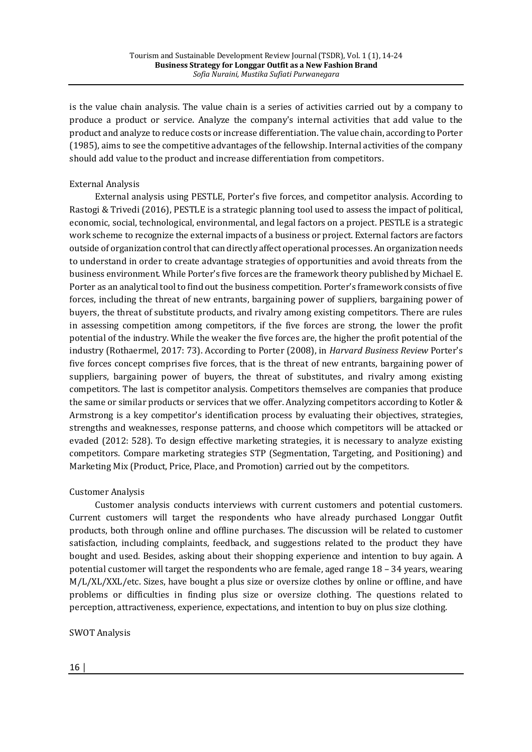is the value chain analysis. The value chain is a series of activities carried out by a company to produce a product or service. Analyze the company's internal activities that add value to the product and analyze to reduce costs or increase differentiation. The value chain, according to Porter (1985), aims to see the competitive advantages of the fellowship. Internal activities of the company should add value to the product and increase differentiation from competitors.

### External Analysis

External analysis using PESTLE, Porter's five forces, and competitor analysis. According to Rastogi & Trivedi (2016), PESTLE is a strategic planning tool used to assess the impact of political, economic, social, technological, environmental, and legal factors on a project. PESTLE is a strategic work scheme to recognize the external impacts of a business or project. External factors are factors outside of organization control that can directly affect operational processes. An organization needs to understand in order to create advantage strategies of opportunities and avoid threats from the business environment. While Porter's five forces are the framework theory published by Michael E. Porter as an analytical tool to find out the business competition. Porter's framework consists of five forces, including the threat of new entrants, bargaining power of suppliers, bargaining power of buyers, the threat of substitute products, and rivalry among existing competitors. There are rules in assessing competition among competitors, if the five forces are strong, the lower the profit potential of the industry. While the weaker the five forces are, the higher the profit potential of the industry (Rothaermel, 2017: 73). According to Porter (2008), in *Harvard Business Review* Porter's five forces concept comprises five forces, that is the threat of new entrants, bargaining power of suppliers, bargaining power of buyers, the threat of substitutes, and rivalry among existing competitors. The last is competitor analysis. Competitors themselves are companies that produce the same or similar products or services that we offer. Analyzing competitors according to Kotler & Armstrong is a key competitor's identification process by evaluating their objectives, strategies, strengths and weaknesses, response patterns, and choose which competitors will be attacked or evaded (2012: 528). To design effective marketing strategies, it is necessary to analyze existing competitors. Compare marketing strategies STP (Segmentation, Targeting, and Positioning) and Marketing Mix (Product, Price, Place, and Promotion) carried out by the competitors.

### Customer Analysis

Customer analysis conducts interviews with current customers and potential customers. Current customers will target the respondents who have already purchased Longgar Outfit products, both through online and offline purchases. The discussion will be related to customer satisfaction, including complaints, feedback, and suggestions related to the product they have bought and used. Besides, asking about their shopping experience and intention to buy again. A potential customer will target the respondents who are female, aged range 18 – 34 years, wearing M/L/XL/XXL/etc. Sizes, have bought a plus size or oversize clothes by online or offline, and have problems or difficulties in finding plus size or oversize clothing. The questions related to perception, attractiveness, experience, expectations, and intention to buy on plus size clothing.

### SWOT Analysis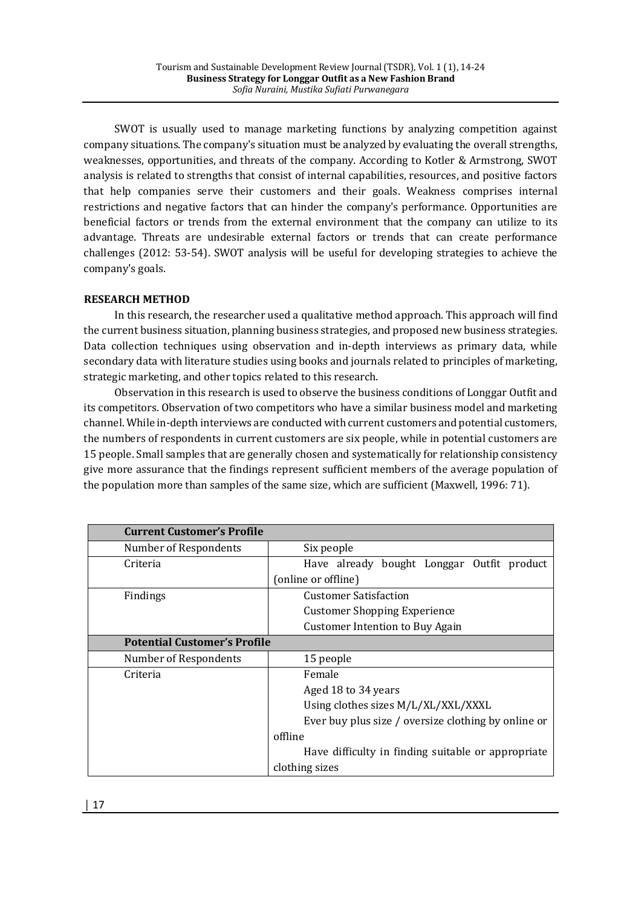SWOT is usually used to manage marketing functions by analyzing competition against company situations. The company's situation must be analyzed by evaluating the overall strengths, weaknesses, opportunities, and threats of the company. According to Kotler & Armstrong, SWOT analysis is related to strengths that consist of internal capabilities, resources, and positive factors that help companies serve their customers and their goals. Weakness comprises internal restrictions and negative factors that can hinder the company's performance. Opportunities are beneficial factors or trends from the external environment that the company can utilize to its advantage. Threats are undesirable external factors or trends that can create performance challenges (2012: 53-54). SWOT analysis will be useful for developing strategies to achieve the company's goals.

## RESEARCH METHOD

In this research, the researcher used a qualitative method approach. This approach will find the current business situation, planning business strategies, and proposed new business strategies. Data collection techniques using observation and in-depth interviews as primary data, while secondary data with literature studies using books and journals related to principles of marketing, strategic marketing, and other topics related to this research.

Observation in this research is used to observe the business conditions of Longgar Outfit and its competitors. Observation of two competitors who have a similar business model and marketing channel. While in-depth interviews are conducted with current customers and potential customers, the numbers of respondents in current customers are six people, while in potential customers are 15 people. Small samples that are generally chosen and systematically for relationship consistency give more assurance that the findings represent sufficient members of the average population of the population more than samples of the same size, which are sufficient (Maxwell, 1996: 71).

| **Current Customer's Profile** | |
|---|---|
| Number of Respondents | Six people |
| Criteria | Have already bought Longgar Outfit product (online or offline) |
| Findings | Customer Satisfaction<br>Customer Shopping Experience<br>Customer Intention to Buy Again |
| **Potential Customer's Profile** | |
| Number of Respondents | 15 people |
| Criteria | Female<br>Aged 18 to 34 years<br>Using clothes sizes M/L/XL/XXL/XXXL<br>Ever buy plus size / oversize clothing by online or offline<br>Have difficulty in finding suitable or appropriate clothing sizes |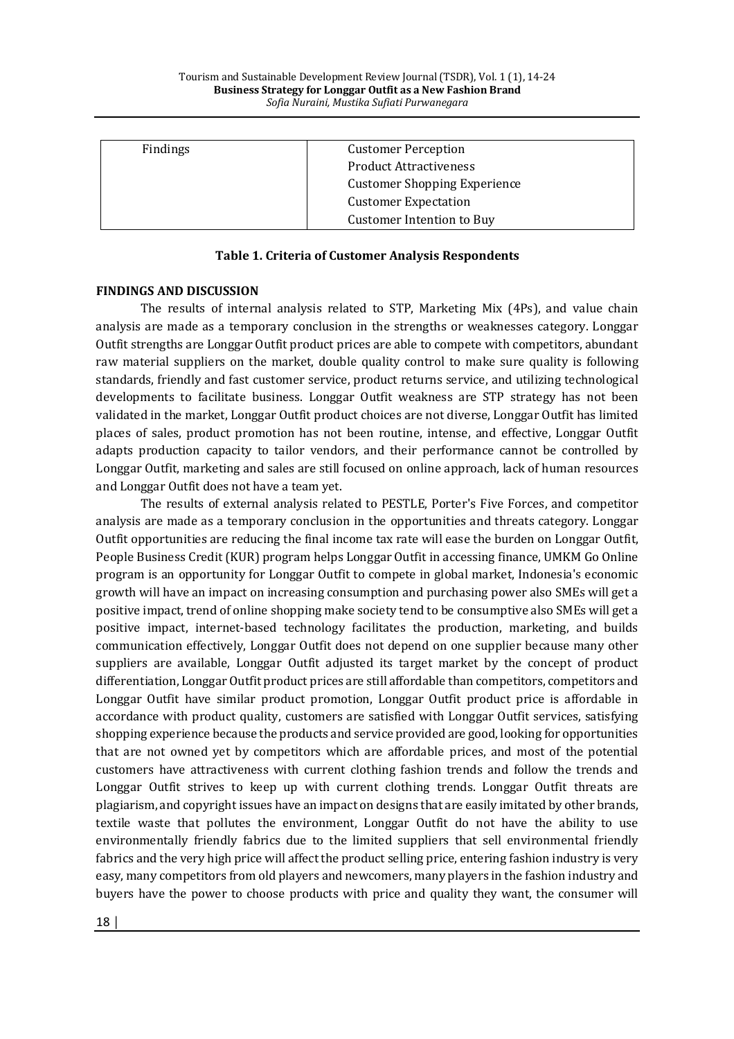| Findings | Customer Perception<br>Product Attractiveness<br>Customer Shopping Experience<br>Customer Expectation<br>Customer Intention to Buy |
|---|---|

**Table 1. Criteria of Customer Analysis Respondents**

## FINDINGS AND DISCUSSION

The results of internal analysis related to STP, Marketing Mix (4Ps), and value chain analysis are made as a temporary conclusion in the strengths or weaknesses category. Longgar Outfit strengths are Longgar Outfit product prices are able to compete with competitors, abundant raw material suppliers on the market, double quality control to make sure quality is following standards, friendly and fast customer service, product returns service, and utilizing technological developments to facilitate business. Longgar Outfit weakness are STP strategy has not been validated in the market, Longgar Outfit product choices are not diverse, Longgar Outfit has limited places of sales, product promotion has not been routine, intense, and effective, Longgar Outfit adapts production capacity to tailor vendors, and their performance cannot be controlled by Longgar Outfit, marketing and sales are still focused on online approach, lack of human resources and Longgar Outfit does not have a team yet.

The results of external analysis related to PESTLE, Porter's Five Forces, and competitor analysis are made as a temporary conclusion in the opportunities and threats category. Longgar Outfit opportunities are reducing the final income tax rate will ease the burden on Longgar Outfit, People Business Credit (KUR) program helps Longgar Outfit in accessing finance, UMKM Go Online program is an opportunity for Longgar Outfit to compete in global market, Indonesia's economic growth will have an impact on increasing consumption and purchasing power also SMEs will get a positive impact, trend of online shopping make society tend to be consumptive also SMEs will get a positive impact, internet-based technology facilitates the production, marketing, and builds communication effectively, Longgar Outfit does not depend on one supplier because many other suppliers are available, Longgar Outfit adjusted its target market by the concept of product differentiation, Longgar Outfit product prices are still affordable than competitors, competitors and Longgar Outfit have similar product promotion, Longgar Outfit product price is affordable in accordance with product quality, customers are satisfied with Longgar Outfit services, satisfying shopping experience because the products and service provided are good, looking for opportunities that are not owned yet by competitors which are affordable prices, and most of the potential customers have attractiveness with current clothing fashion trends and follow the trends and Longgar Outfit strives to keep up with current clothing trends. Longgar Outfit threats are plagiarism, and copyright issues have an impact on designs that are easily imitated by other brands, textile waste that pollutes the environment, Longgar Outfit do not have the ability to use environmentally friendly fabrics due to the limited suppliers that sell environmental friendly fabrics and the very high price will affect the product selling price, entering fashion industry is very easy, many competitors from old players and newcomers, many players in the fashion industry and buyers have the power to choose products with price and quality they want, the consumer will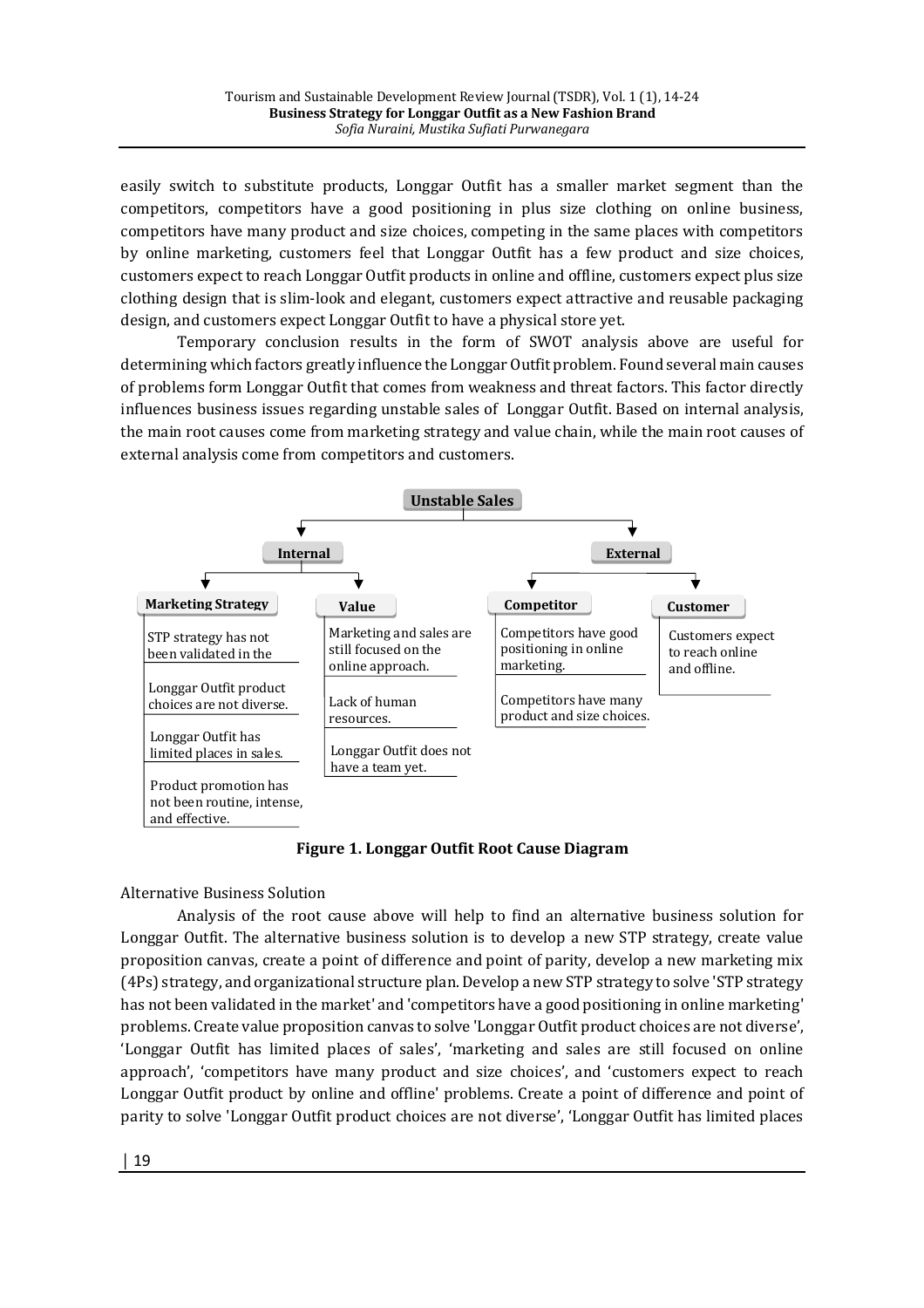easily switch to substitute products, Longgar Outfit has a smaller market segment than the competitors, competitors have a good positioning in plus size clothing on online business, competitors have many product and size choices, competing in the same places with competitors by online marketing, customers feel that Longgar Outfit has a few product and size choices, customers expect to reach Longgar Outfit products in online and offline, customers expect plus size clothing design that is slim-look and elegant, customers expect attractive and reusable packaging design, and customers expect Longgar Outfit to have a physical store yet.

Temporary conclusion results in the form of SWOT analysis above are useful for determining which factors greatly influence the Longgar Outfit problem. Found several main causes of problems form Longgar Outfit that comes from weakness and threat factors. This factor directly influences business issues regarding unstable sales of Longgar Outfit. Based on internal analysis, the main root causes come from marketing strategy and value chain, while the main root causes of external analysis come from competitors and customers.

**Unstable Sales**

- **Internal**
  - **Marketing Strategy**
    - STP strategy has not been validated in the
    - Longgar Outfit product choices are not diverse.
    - Longgar Outfit has limited places in sales.
    - Product promotion has not been routine, intense, and effective.
  - **Value**
    - Marketing and sales are still focused on the online approach.
    - Lack of human resources.
    - Longgar Outfit does not have a team yet.
- **External**
  - **Competitor**
    - Competitors have good positioning in online marketing.
    - Competitors have many product and size choices.
  - **Customer**
    - Customers expect to reach online and offline.

**Figure 1. Longgar Outfit Root Cause Diagram**

Alternative Business Solution

Analysis of the root cause above will help to find an alternative business solution for Longgar Outfit. The alternative business solution is to develop a new STP strategy, create value proposition canvas, create a point of difference and point of parity, develop a new marketing mix (4Ps) strategy, and organizational structure plan. Develop a new STP strategy to solve 'STP strategy has not been validated in the market' and 'competitors have a good positioning in online marketing' problems. Create value proposition canvas to solve 'Longgar Outfit product choices are not diverse', 'Longgar Outfit has limited places of sales', 'marketing and sales are still focused on online approach', 'competitors have many product and size choices', and 'customers expect to reach Longgar Outfit product by online and offline' problems. Create a point of difference and point of parity to solve 'Longgar Outfit product choices are not diverse', 'Longgar Outfit has limited places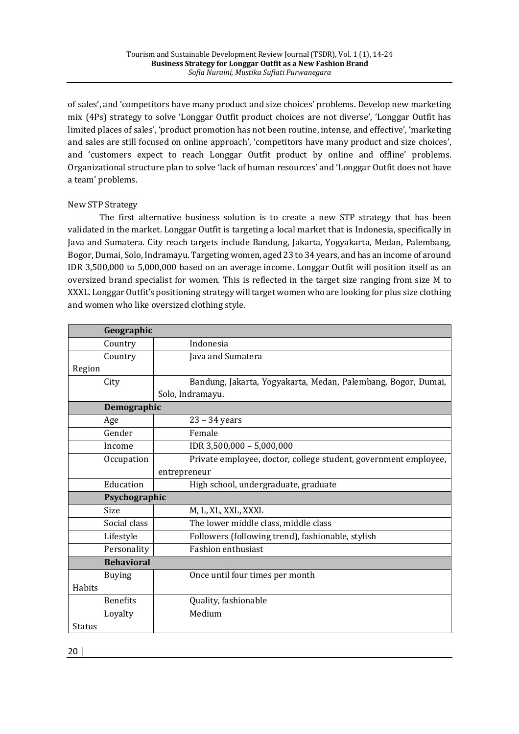of sales', and 'competitors have many product and size choices' problems. Develop new marketing mix (4Ps) strategy to solve 'Longgar Outfit product choices are not diverse', 'Longgar Outfit has limited places of sales', 'product promotion has not been routine, intense, and effective', 'marketing and sales are still focused on online approach', 'competitors have many product and size choices', and 'customers expect to reach Longgar Outfit product by online and offline' problems. Organizational structure plan to solve 'lack of human resources' and 'Longgar Outfit does not have a team' problems.

### New STP Strategy

The first alternative business solution is to create a new STP strategy that has been validated in the market. Longgar Outfit is targeting a local market that is Indonesia, specifically in Java and Sumatera. City reach targets include Bandung, Jakarta, Yogyakarta, Medan, Palembang, Bogor, Dumai, Solo, Indramayu. Targeting women, aged 23 to 34 years, and has an income of around IDR 3,500,000 to 5,000,000 based on an average income. Longgar Outfit will position itself as an oversized brand specialist for women. This is reflected in the target size ranging from size M to XXXL. Longgar Outfit's positioning strategy will target women who are looking for plus size clothing and women who like oversized clothing style.

| **Geographic** | |
|---|---|
| Country | Indonesia |
| Country Region | Java and Sumatera |
| City | Bandung, Jakarta, Yogyakarta, Medan, Palembang, Bogor, Dumai, Solo, Indramayu. |
| **Demographic** | |
| Age | 23 – 34 years |
| Gender | Female |
| Income | IDR 3,500,000 – 5,000,000 |
| Occupation | Private employee, doctor, college student, government employee, entrepreneur |
| Education | High school, undergraduate, graduate |
| **Psychographic** | |
| Size | M, L, XL, XXL, XXXL |
| Social class | The lower middle class, middle class |
| Lifestyle | Followers (following trend), fashionable, stylish |
| Personality | Fashion enthusiast |
| **Behavioral** | |
| Buying Habits | Once until four times per month |
| Benefits | Quality, fashionable |
| Loyalty Status | Medium |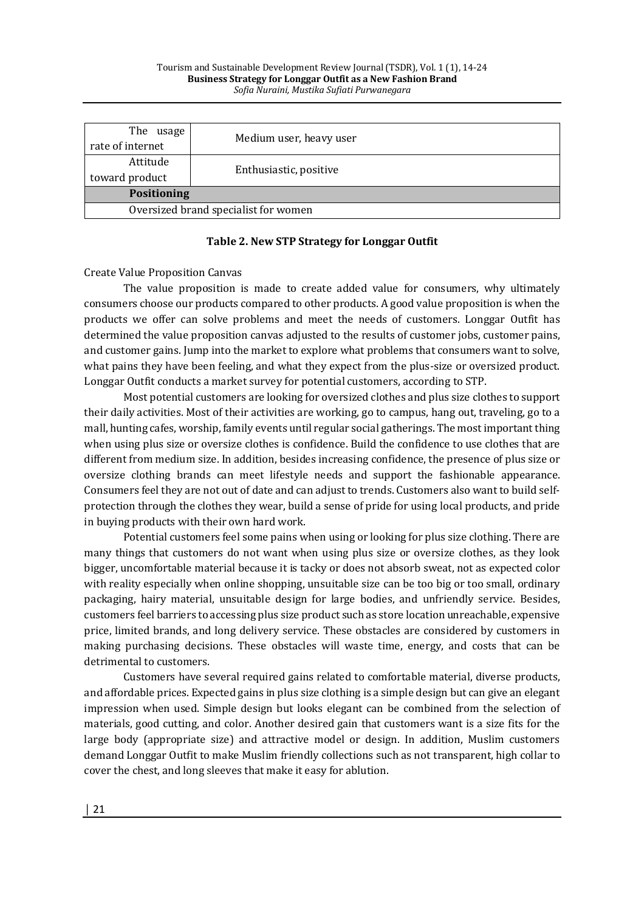| | |
|---|---|
| The usage rate of internet | Medium user, heavy user |
| Attitude toward product | Enthusiastic, positive |
| **Positioning** | |
| Oversized brand specialist for women | |

**Table 2. New STP Strategy for Longgar Outfit**

Create Value Proposition Canvas

The value proposition is made to create added value for consumers, why ultimately consumers choose our products compared to other products. A good value proposition is when the products we offer can solve problems and meet the needs of customers. Longgar Outfit has determined the value proposition canvas adjusted to the results of customer jobs, customer pains, and customer gains. Jump into the market to explore what problems that consumers want to solve, what pains they have been feeling, and what they expect from the plus-size or oversized product. Longgar Outfit conducts a market survey for potential customers, according to STP.

Most potential customers are looking for oversized clothes and plus size clothes to support their daily activities. Most of their activities are working, go to campus, hang out, traveling, go to a mall, hunting cafes, worship, family events until regular social gatherings. The most important thing when using plus size or oversize clothes is confidence. Build the confidence to use clothes that are different from medium size. In addition, besides increasing confidence, the presence of plus size or oversize clothing brands can meet lifestyle needs and support the fashionable appearance. Consumers feel they are not out of date and can adjust to trends. Customers also want to build self-protection through the clothes they wear, build a sense of pride for using local products, and pride in buying products with their own hard work.

Potential customers feel some pains when using or looking for plus size clothing. There are many things that customers do not want when using plus size or oversize clothes, as they look bigger, uncomfortable material because it is tacky or does not absorb sweat, not as expected color with reality especially when online shopping, unsuitable size can be too big or too small, ordinary packaging, hairy material, unsuitable design for large bodies, and unfriendly service. Besides, customers feel barriers to accessing plus size product such as store location unreachable, expensive price, limited brands, and long delivery service. These obstacles are considered by customers in making purchasing decisions. These obstacles will waste time, energy, and costs that can be detrimental to customers.

Customers have several required gains related to comfortable material, diverse products, and affordable prices. Expected gains in plus size clothing is a simple design but can give an elegant impression when used. Simple design but looks elegant can be combined from the selection of materials, good cutting, and color. Another desired gain that customers want is a size fits for the large body (appropriate size) and attractive model or design. In addition, Muslim customers demand Longgar Outfit to make Muslim friendly collections such as not transparent, high collar to cover the chest, and long sleeves that make it easy for ablution.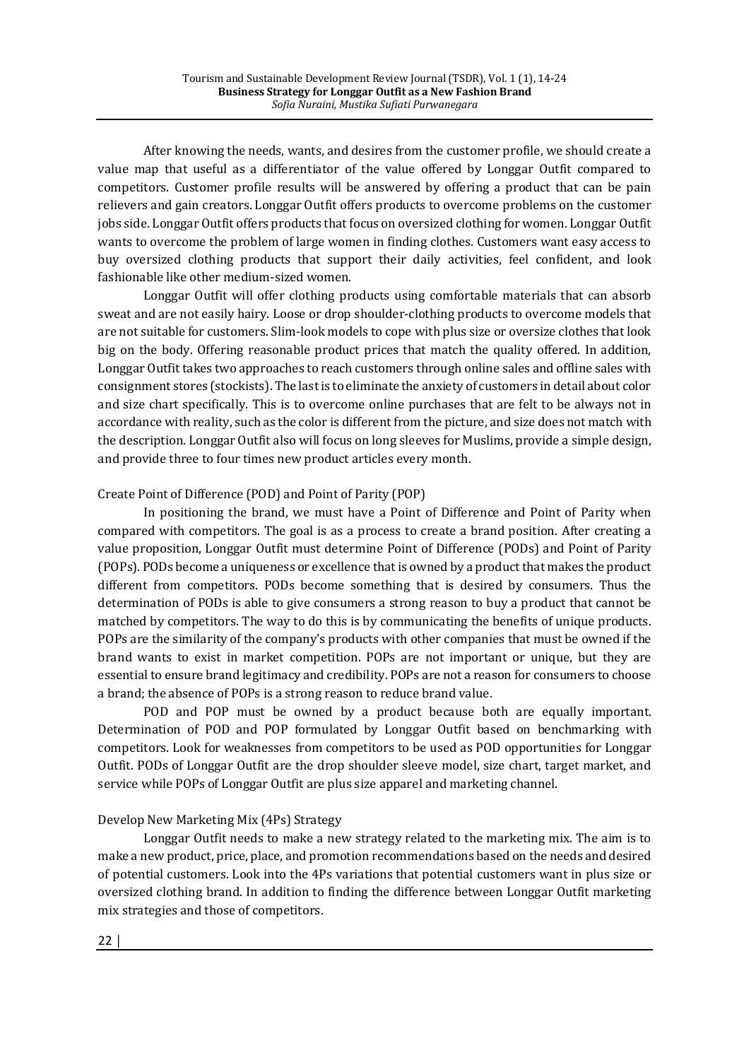After knowing the needs, wants, and desires from the customer profile, we should create a value map that useful as a differentiator of the value offered by Longgar Outfit compared to competitors. Customer profile results will be answered by offering a product that can be pain relievers and gain creators. Longgar Outfit offers products to overcome problems on the customer jobs side. Longgar Outfit offers products that focus on oversized clothing for women. Longgar Outfit wants to overcome the problem of large women in finding clothes. Customers want easy access to buy oversized clothing products that support their daily activities, feel confident, and look fashionable like other medium-sized women.

Longgar Outfit will offer clothing products using comfortable materials that can absorb sweat and are not easily hairy. Loose or drop shoulder-clothing products to overcome models that are not suitable for customers. Slim-look models to cope with plus size or oversize clothes that look big on the body. Offering reasonable product prices that match the quality offered. In addition, Longgar Outfit takes two approaches to reach customers through online sales and offline sales with consignment stores (stockists). The last is to eliminate the anxiety of customers in detail about color and size chart specifically. This is to overcome online purchases that are felt to be always not in accordance with reality, such as the color is different from the picture, and size does not match with the description. Longgar Outfit also will focus on long sleeves for Muslims, provide a simple design, and provide three to four times new product articles every month.

### Create Point of Difference (POD) and Point of Parity (POP)

In positioning the brand, we must have a Point of Difference and Point of Parity when compared with competitors. The goal is as a process to create a brand position. After creating a value proposition, Longgar Outfit must determine Point of Difference (PODs) and Point of Parity (POPs). PODs become a uniqueness or excellence that is owned by a product that makes the product different from competitors. PODs become something that is desired by consumers. Thus the determination of PODs is able to give consumers a strong reason to buy a product that cannot be matched by competitors. The way to do this is by communicating the benefits of unique products. POPs are the similarity of the company's products with other companies that must be owned if the brand wants to exist in market competition. POPs are not important or unique, but they are essential to ensure brand legitimacy and credibility. POPs are not a reason for consumers to choose a brand; the absence of POPs is a strong reason to reduce brand value.

POD and POP must be owned by a product because both are equally important. Determination of POD and POP formulated by Longgar Outfit based on benchmarking with competitors. Look for weaknesses from competitors to be used as POD opportunities for Longgar Outfit. PODs of Longgar Outfit are the drop shoulder sleeve model, size chart, target market, and service while POPs of Longgar Outfit are plus size apparel and marketing channel.

### Develop New Marketing Mix (4Ps) Strategy

Longgar Outfit needs to make a new strategy related to the marketing mix. The aim is to make a new product, price, place, and promotion recommendations based on the needs and desired of potential customers. Look into the 4Ps variations that potential customers want in plus size or oversized clothing brand. In addition to finding the difference between Longgar Outfit marketing mix strategies and those of competitors.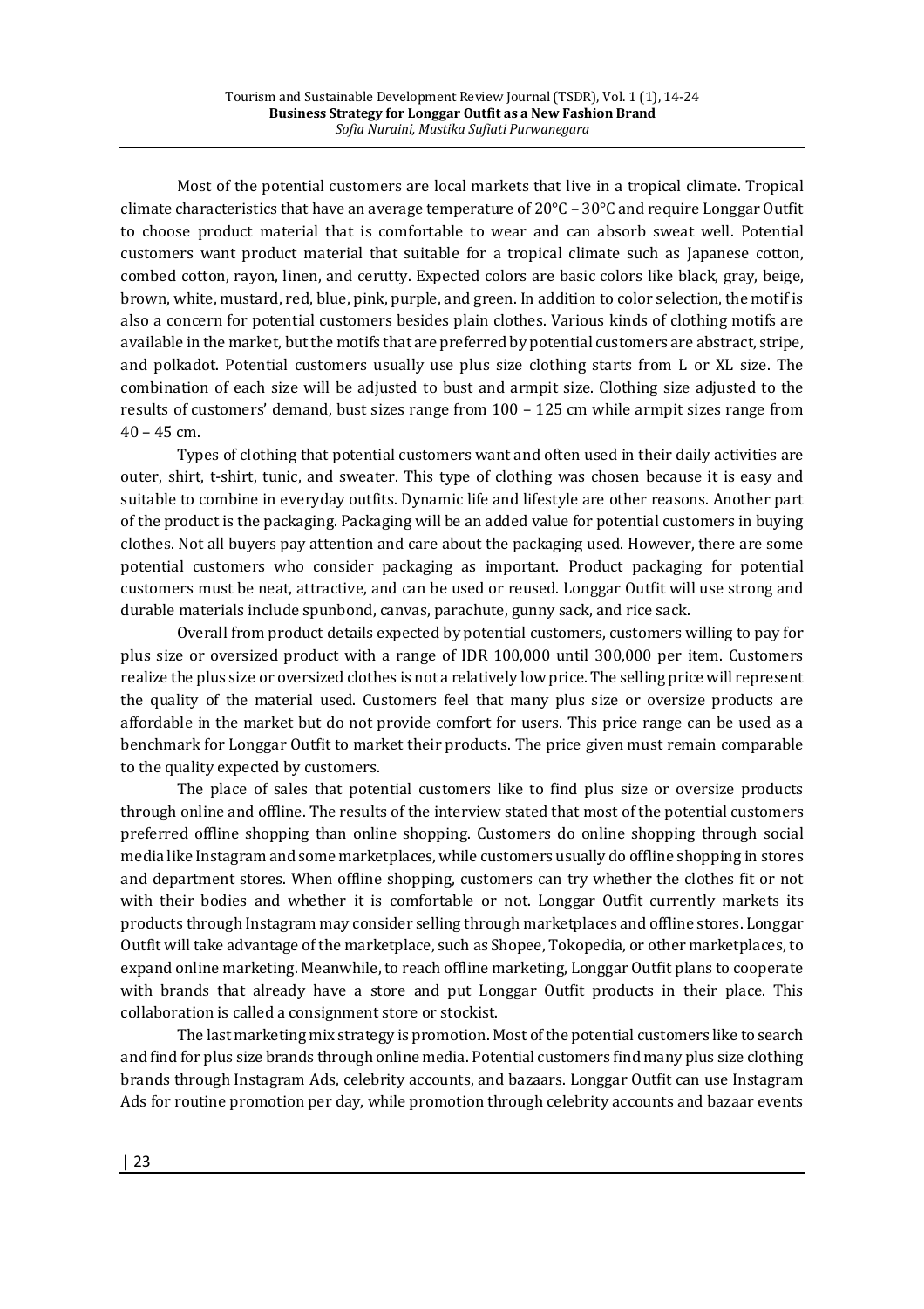Most of the potential customers are local markets that live in a tropical climate. Tropical climate characteristics that have an average temperature of 20°C – 30°C and require Longgar Outfit to choose product material that is comfortable to wear and can absorb sweat well. Potential customers want product material that suitable for a tropical climate such as Japanese cotton, combed cotton, rayon, linen, and cerutty. Expected colors are basic colors like black, gray, beige, brown, white, mustard, red, blue, pink, purple, and green. In addition to color selection, the motif is also a concern for potential customers besides plain clothes. Various kinds of clothing motifs are available in the market, but the motifs that are preferred by potential customers are abstract, stripe, and polkadot. Potential customers usually use plus size clothing starts from L or XL size. The combination of each size will be adjusted to bust and armpit size. Clothing size adjusted to the results of customers' demand, bust sizes range from 100 – 125 cm while armpit sizes range from 40 – 45 cm.

Types of clothing that potential customers want and often used in their daily activities are outer, shirt, t-shirt, tunic, and sweater. This type of clothing was chosen because it is easy and suitable to combine in everyday outfits. Dynamic life and lifestyle are other reasons. Another part of the product is the packaging. Packaging will be an added value for potential customers in buying clothes. Not all buyers pay attention and care about the packaging used. However, there are some potential customers who consider packaging as important. Product packaging for potential customers must be neat, attractive, and can be used or reused. Longgar Outfit will use strong and durable materials include spunbond, canvas, parachute, gunny sack, and rice sack.

Overall from product details expected by potential customers, customers willing to pay for plus size or oversized product with a range of IDR 100,000 until 300,000 per item. Customers realize the plus size or oversized clothes is not a relatively low price. The selling price will represent the quality of the material used. Customers feel that many plus size or oversize products are affordable in the market but do not provide comfort for users. This price range can be used as a benchmark for Longgar Outfit to market their products. The price given must remain comparable to the quality expected by customers.

The place of sales that potential customers like to find plus size or oversize products through online and offline. The results of the interview stated that most of the potential customers preferred offline shopping than online shopping. Customers do online shopping through social media like Instagram and some marketplaces, while customers usually do offline shopping in stores and department stores. When offline shopping, customers can try whether the clothes fit or not with their bodies and whether it is comfortable or not. Longgar Outfit currently markets its products through Instagram may consider selling through marketplaces and offline stores. Longgar Outfit will take advantage of the marketplace, such as Shopee, Tokopedia, or other marketplaces, to expand online marketing. Meanwhile, to reach offline marketing, Longgar Outfit plans to cooperate with brands that already have a store and put Longgar Outfit products in their place. This collaboration is called a consignment store or stockist.

The last marketing mix strategy is promotion. Most of the potential customers like to search and find for plus size brands through online media. Potential customers find many plus size clothing brands through Instagram Ads, celebrity accounts, and bazaars. Longgar Outfit can use Instagram Ads for routine promotion per day, while promotion through celebrity accounts and bazaar events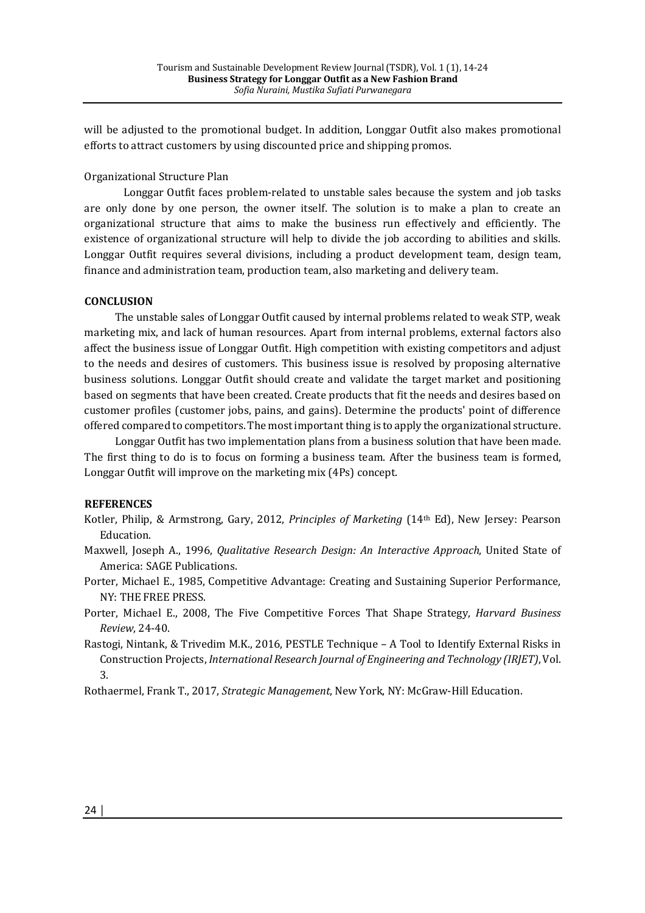will be adjusted to the promotional budget. In addition, Longgar Outfit also makes promotional efforts to attract customers by using discounted price and shipping promos.

Organizational Structure Plan

Longgar Outfit faces problem-related to unstable sales because the system and job tasks are only done by one person, the owner itself. The solution is to make a plan to create an organizational structure that aims to make the business run effectively and efficiently. The existence of organizational structure will help to divide the job according to abilities and skills. Longgar Outfit requires several divisions, including a product development team, design team, finance and administration team, production team, also marketing and delivery team.

## CONCLUSION

The unstable sales of Longgar Outfit caused by internal problems related to weak STP, weak marketing mix, and lack of human resources. Apart from internal problems, external factors also affect the business issue of Longgar Outfit. High competition with existing competitors and adjust to the needs and desires of customers. This business issue is resolved by proposing alternative business solutions. Longgar Outfit should create and validate the target market and positioning based on segments that have been created. Create products that fit the needs and desires based on customer profiles (customer jobs, pains, and gains). Determine the products' point of difference offered compared to competitors. The most important thing is to apply the organizational structure.

Longgar Outfit has two implementation plans from a business solution that have been made. The first thing to do is to focus on forming a business team. After the business team is formed, Longgar Outfit will improve on the marketing mix (4Ps) concept.

## REFERENCES

Kotler, Philip, & Armstrong, Gary, 2012, *Principles of Marketing* (14th Ed), New Jersey: Pearson Education.

Maxwell, Joseph A., 1996, *Qualitative Research Design: An Interactive Approach*, United State of America: SAGE Publications.

Porter, Michael E., 1985, Competitive Advantage: Creating and Sustaining Superior Performance, NY: THE FREE PRESS.

Porter, Michael E., 2008, The Five Competitive Forces That Shape Strategy, *Harvard Business Review*, 24-40.

Rastogi, Nintank, & Trivedim M.K., 2016, PESTLE Technique – A Tool to Identify External Risks in Construction Projects, *International Research Journal of Engineering and Technology (IRJET)*, Vol. 3.

Rothaermel, Frank T., 2017, *Strategic Management*, New York, NY: McGraw-Hill Education.